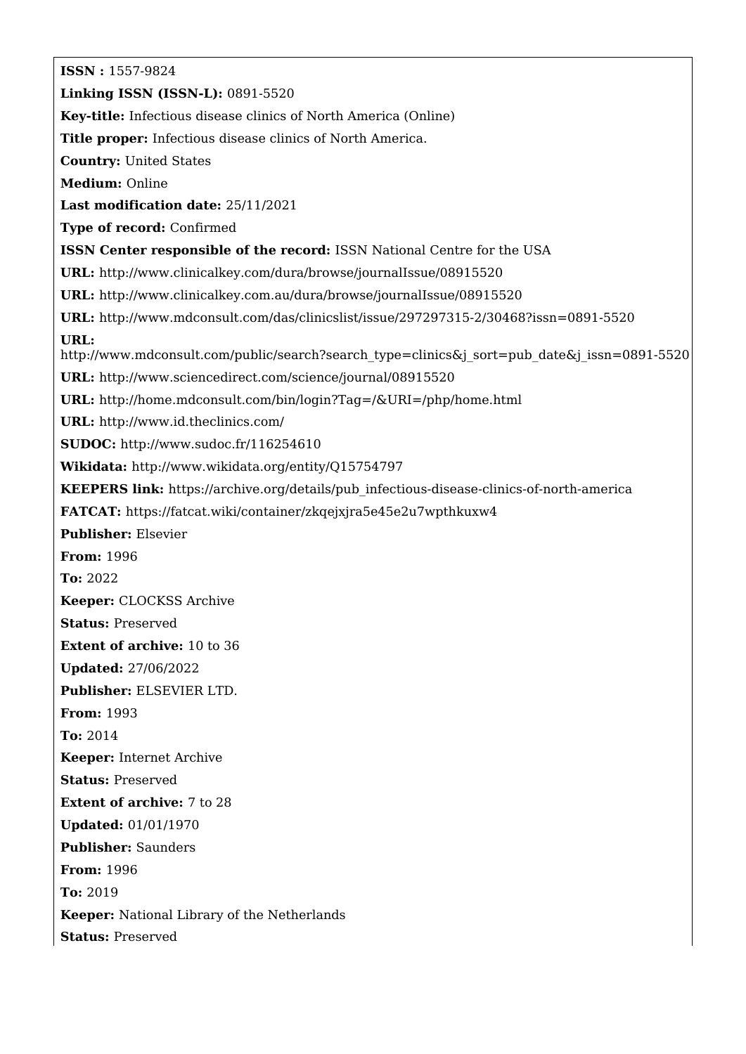**ISSN :** 1557-9824

**Linking ISSN (ISSN-L):** 0891-5520

**Key-title:** Infectious disease clinics of North America (Online)

**Title proper:** Infectious disease clinics of North America.

**Country:** United States

**Medium:** Online

**Last modification date:** 25/11/2021

**Type of record:** Confirmed

**ISSN Center responsible of the record:** ISSN National Centre for the USA

**URL:** http://www.clinicalkey.com/dura/browse/journalIssue/08915520

**URL:** http://www.clinicalkey.com.au/dura/browse/journalIssue/08915520

**URL:** http://www.mdconsult.com/das/clinicslist/issue/297297315-2/30468?issn=0891-5520

**URL:** http://www.mdconsult.com/public/search?search_type=clinics&j_sort=pub_date&j_issn=0891-5520

**URL:** http://www.sciencedirect.com/science/journal/08915520

**URL:** http://home.mdconsult.com/bin/login?Tag=/&URI=/php/home.html

**URL:** http://www.id.theclinics.com/

**SUDOC:** http://www.sudoc.fr/116254610

**Wikidata:** http://www.wikidata.org/entity/Q15754797

**KEEPERS link:** https://archive.org/details/pub_infectious-disease-clinics-of-north-america

**FATCAT:** https://fatcat.wiki/container/zkqejxjra5e45e2u7wpthkuxw4

**Publisher:** Elsevier

**From:** 1996

**To:** 2022

**Keeper:** CLOCKSS Archive

**Status:** Preserved

**Extent of archive:** 10 to 36

**Updated:** 27/06/2022

**Publisher:** ELSEVIER LTD.

**From:** 1993

**To:** 2014

**Keeper:** Internet Archive

**Status:** Preserved

**Extent of archive:** 7 to 28

**Updated:** 01/01/1970

**Publisher:** Saunders

**From:** 1996

**To:** 2019

**Keeper:** National Library of the Netherlands

**Status:** Preserved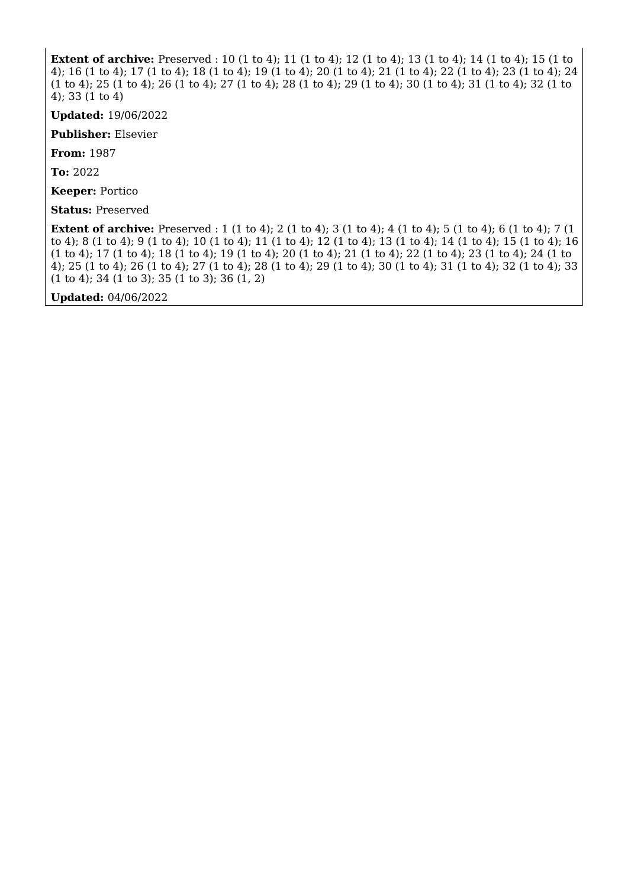**Extent of archive:** Preserved : 10 (1 to 4); 11 (1 to 4); 12 (1 to 4); 13 (1 to 4); 14 (1 to 4); 15 (1 to 4); 16 (1 to 4); 17 (1 to 4); 18 (1 to 4); 19 (1 to 4); 20 (1 to 4); 21 (1 to 4); 22 (1 to 4); 23 (1 to 4); 24 (1 to 4); 25 (1 to 4); 26 (1 to 4); 27 (1 to 4); 28 (1 to 4); 29 (1 to 4); 30 (1 to 4); 31 (1 to 4); 32 (1 to 4); 33 (1 to 4)

**Updated:** 19/06/2022

**Publisher:** Elsevier

**From:** 1987

**To:** 2022

**Keeper:** Portico

**Status:** Preserved

**Extent of archive:** Preserved : 1 (1 to 4); 2 (1 to 4); 3 (1 to 4); 4 (1 to 4); 5 (1 to 4); 6 (1 to 4); 7 (1 to 4); 8 (1 to 4); 9 (1 to 4); 10 (1 to 4); 11 (1 to 4); 12 (1 to 4); 13 (1 to 4); 14 (1 to 4); 15 (1 to 4); 16 (1 to 4); 17 (1 to 4); 18 (1 to 4); 19 (1 to 4); 20 (1 to 4); 21 (1 to 4); 22 (1 to 4); 23 (1 to 4); 24 (1 to 4); 25 (1 to 4); 26 (1 to 4); 27 (1 to 4); 28 (1 to 4); 29 (1 to 4); 30 (1 to 4); 31 (1 to 4); 32 (1 to 4); 33 (1 to 4); 34 (1 to 3); 35 (1 to 3); 36 (1, 2)

**Updated:** 04/06/2022